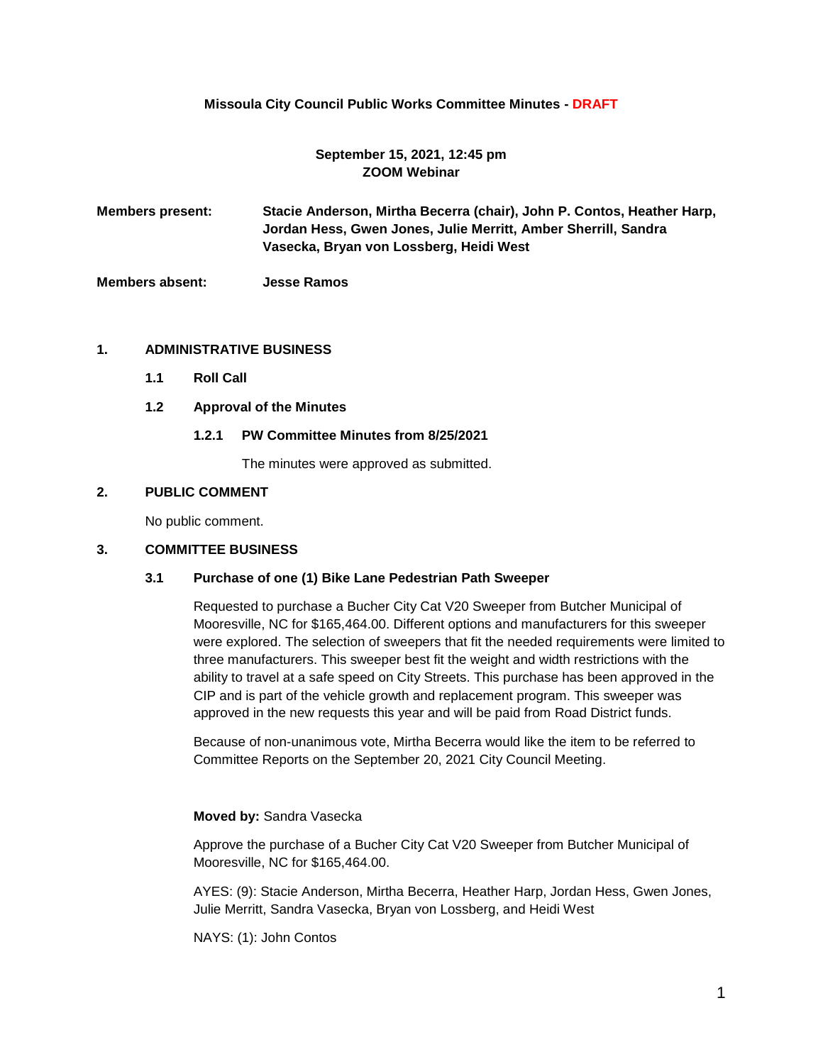**Missoula City Council Public Works Committee Minutes - DRAFT**

**September 15, 2021, 12:45 pm**
**ZOOM Webinar**

**Members present:** **Stacie Anderson, Mirtha Becerra (chair), John P. Contos, Heather Harp, Jordan Hess, Gwen Jones, Julie Merritt, Amber Sherrill, Sandra Vasecka, Bryan von Lossberg, Heidi West**

**Members absent:** **Jesse Ramos**

## 1. ADMINISTRATIVE BUSINESS

### 1.1 Roll Call

### 1.2 Approval of the Minutes

#### 1.2.1 PW Committee Minutes from 8/25/2021

The minutes were approved as submitted.

## 2. PUBLIC COMMENT

No public comment.

## 3. COMMITTEE BUSINESS

### 3.1 Purchase of one (1) Bike Lane Pedestrian Path Sweeper

Requested to purchase a Bucher City Cat V20 Sweeper from Butcher Municipal of Mooresville, NC for $165,464.00. Different options and manufacturers for this sweeper were explored. The selection of sweepers that fit the needed requirements were limited to three manufacturers. This sweeper best fit the weight and width restrictions with the ability to travel at a safe speed on City Streets. This purchase has been approved in the CIP and is part of the vehicle growth and replacement program. This sweeper was approved in the new requests this year and will be paid from Road District funds.

Because of non-unanimous vote, Mirtha Becerra would like the item to be referred to Committee Reports on the September 20, 2021 City Council Meeting.

**Moved by:** Sandra Vasecka

Approve the purchase of a Bucher City Cat V20 Sweeper from Butcher Municipal of Mooresville, NC for $165,464.00.

AYES: (9): Stacie Anderson, Mirtha Becerra, Heather Harp, Jordan Hess, Gwen Jones, Julie Merritt, Sandra Vasecka, Bryan von Lossberg, and Heidi West

NAYS: (1): John Contos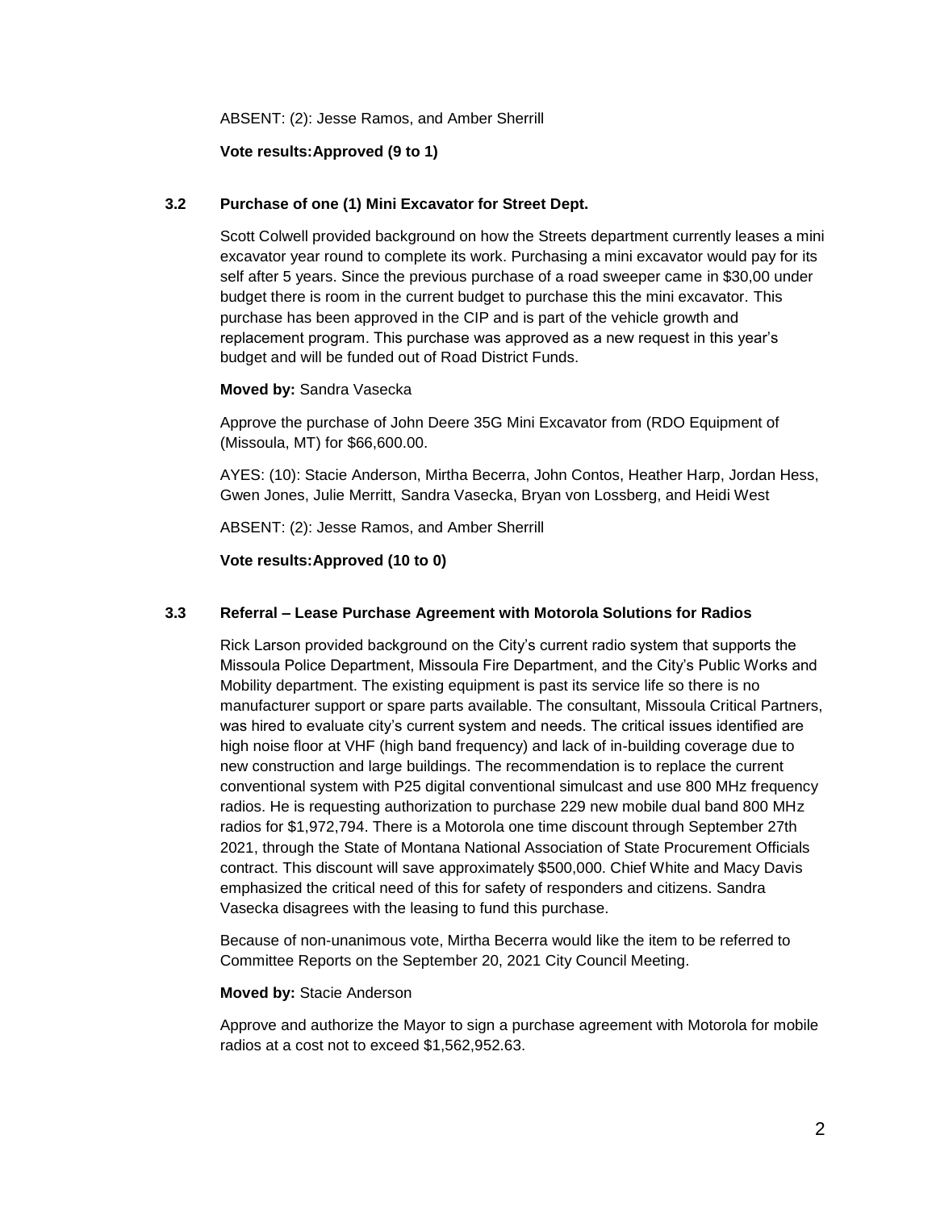ABSENT: (2): Jesse Ramos, and Amber Sherrill

**Vote results:Approved (9 to 1)**

### 3.2 Purchase of one (1) Mini Excavator for Street Dept.

Scott Colwell provided background on how the Streets department currently leases a mini excavator year round to complete its work. Purchasing a mini excavator would pay for its self after 5 years. Since the previous purchase of a road sweeper came in $30,00 under budget there is room in the current budget to purchase this the mini excavator. This purchase has been approved in the CIP and is part of the vehicle growth and replacement program. This purchase was approved as a new request in this year's budget and will be funded out of Road District Funds.

**Moved by:** Sandra Vasecka

Approve the purchase of John Deere 35G Mini Excavator from (RDO Equipment of (Missoula, MT) for $66,600.00.

AYES: (10): Stacie Anderson, Mirtha Becerra, John Contos, Heather Harp, Jordan Hess, Gwen Jones, Julie Merritt, Sandra Vasecka, Bryan von Lossberg, and Heidi West

ABSENT: (2): Jesse Ramos, and Amber Sherrill

**Vote results:Approved (10 to 0)**

### 3.3 Referral – Lease Purchase Agreement with Motorola Solutions for Radios

Rick Larson provided background on the City's current radio system that supports the Missoula Police Department, Missoula Fire Department, and the City's Public Works and Mobility department. The existing equipment is past its service life so there is no manufacturer support or spare parts available. The consultant, Missoula Critical Partners, was hired to evaluate city's current system and needs. The critical issues identified are high noise floor at VHF (high band frequency) and lack of in-building coverage due to new construction and large buildings. The recommendation is to replace the current conventional system with P25 digital conventional simulcast and use 800 MHz frequency radios. He is requesting authorization to purchase 229 new mobile dual band 800 MHz radios for $1,972,794. There is a Motorola one time discount through September 27th 2021, through the State of Montana National Association of State Procurement Officials contract. This discount will save approximately $500,000. Chief White and Macy Davis emphasized the critical need of this for safety of responders and citizens. Sandra Vasecka disagrees with the leasing to fund this purchase.

Because of non-unanimous vote, Mirtha Becerra would like the item to be referred to Committee Reports on the September 20, 2021 City Council Meeting.

**Moved by:** Stacie Anderson

Approve and authorize the Mayor to sign a purchase agreement with Motorola for mobile radios at a cost not to exceed $1,562,952.63.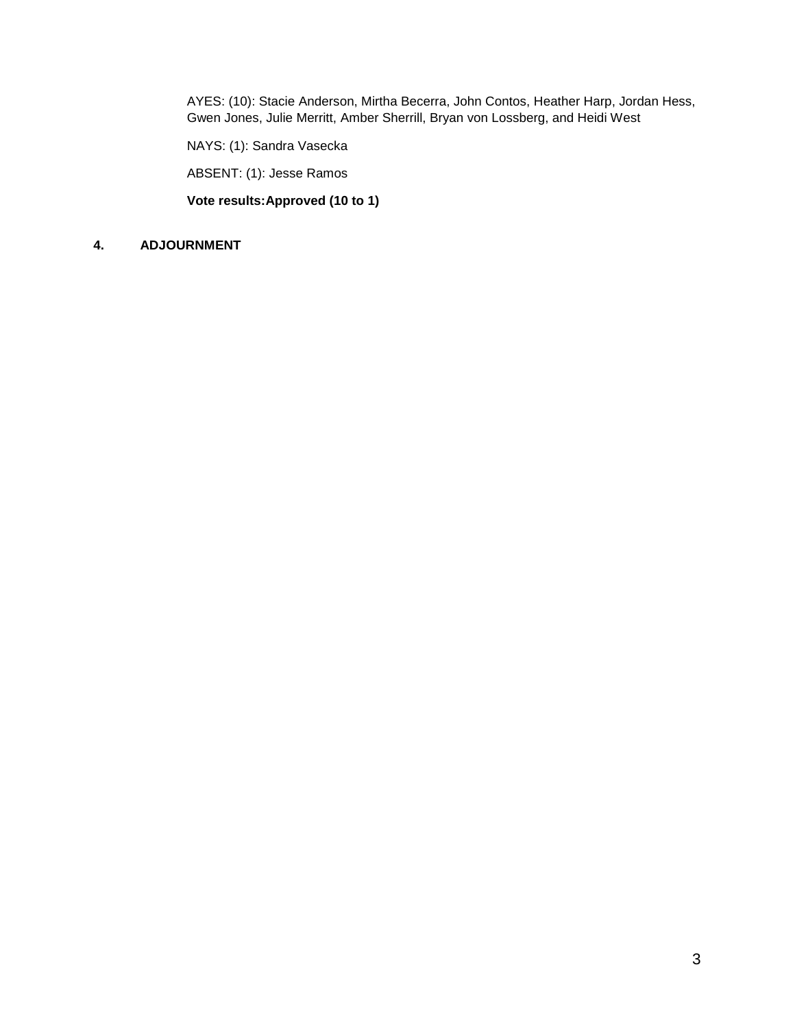AYES: (10): Stacie Anderson, Mirtha Becerra, John Contos, Heather Harp, Jordan Hess, Gwen Jones, Julie Merritt, Amber Sherrill, Bryan von Lossberg, and Heidi West

NAYS: (1): Sandra Vasecka

ABSENT: (1): Jesse Ramos

**Vote results:Approved (10 to 1)**

## 4. ADJOURNMENT